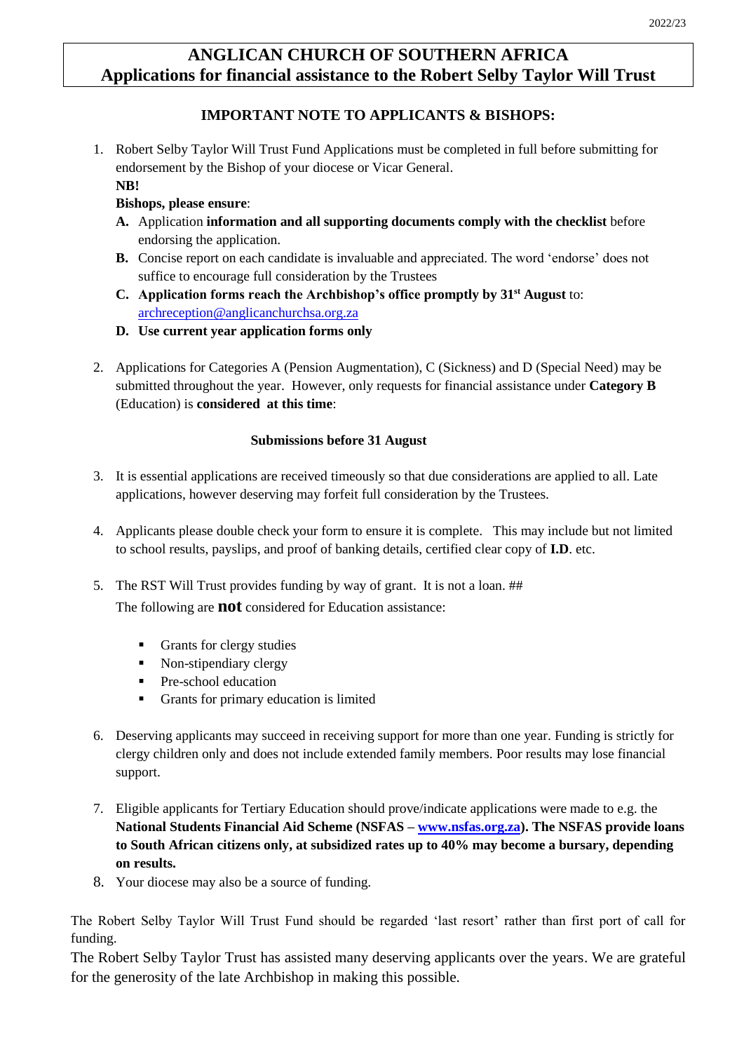2022/23

# ANGLICAN CHURCH OF SOUTHERN AFRICA
# Applications for financial assistance to the Robert Selby Taylor Will Trust

## IMPORTANT NOTE TO APPLICANTS & BISHOPS:

1. Robert Selby Taylor Will Trust Fund Applications must be completed in full before submitting for endorsement by the Bishop of your diocese or Vicar General.
   **NB!**
   **Bishops, please ensure**:
   - **A.** Application **information and all supporting documents comply with the checklist** before endorsing the application.
   - **B.** Concise report on each candidate is invaluable and appreciated. The word 'endorse' does not suffice to encourage full consideration by the Trustees
   - **C.** **Application forms reach the Archbishop's office promptly by 31st August** to: archreception@anglicanchurchsa.org.za
   - **D.** **Use current year application forms only**

2. Applications for Categories A (Pension Augmentation), C (Sickness) and D (Special Need) may be submitted throughout the year. However, only requests for financial assistance under **Category B** (Education) is **considered at this time**:

   **Submissions before 31 August**

3. It is essential applications are received timeously so that due considerations are applied to all. Late applications, however deserving may forfeit full consideration by the Trustees.

4. Applicants please double check your form to ensure it is complete. This may include but not limited to school results, payslips, and proof of banking details, certified clear copy of **I.D**. etc.

5. The RST Will Trust provides funding by way of grant. It is not a loan. ##
   The following are **not** considered for Education assistance:
   - Grants for clergy studies
   - Non-stipendiary clergy
   - Pre-school education
   - Grants for primary education is limited

6. Deserving applicants may succeed in receiving support for more than one year. Funding is strictly for clergy children only and does not include extended family members. Poor results may lose financial support.

7. Eligible applicants for Tertiary Education should prove/indicate applications were made to e.g. the **National Students Financial Aid Scheme (NSFAS – www.nsfas.org.za). The NSFAS provide loans to South African citizens only, at subsidized rates up to 40% may become a bursary, depending on results.**

8. Your diocese may also be a source of funding.

The Robert Selby Taylor Will Trust Fund should be regarded 'last resort' rather than first port of call for funding.

The Robert Selby Taylor Trust has assisted many deserving applicants over the years. We are grateful for the generosity of the late Archbishop in making this possible.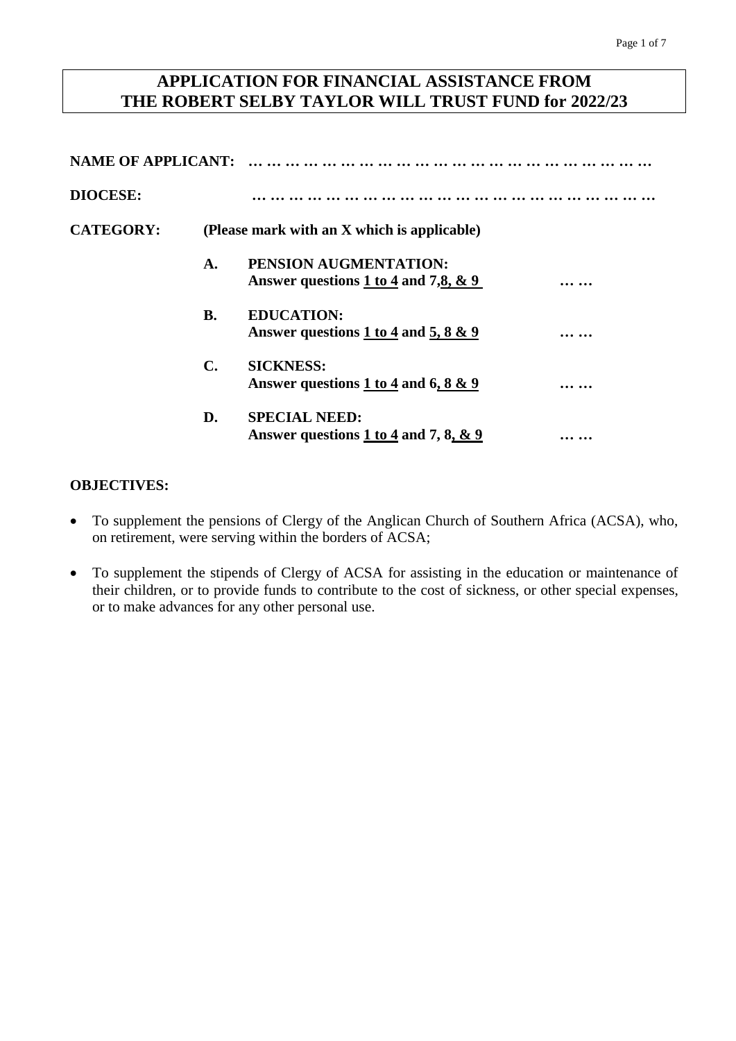# APPLICATION FOR FINANCIAL ASSISTANCE FROM THE ROBERT SELBY TAYLOR WILL TRUST FUND for 2022/23

**NAME OF APPLICANT:** … … … … … … … … … … … … … … … … … … … … … … …

**DIOCESE:** … … … … … … … … … … … … … … … … … … … … … … … …

**CATEGORY:** **(Please mark with an X which is applicable)**

| | | |
|---|---|---|
| **A.** | **PENSION AUGMENTATION:** **Answer questions 1 to 4 and 7,8, & 9** | … … |
| **B.** | **EDUCATION:** **Answer questions 1 to 4 and 5, 8 & 9** | … … |
| **C.** | **SICKNESS:** **Answer questions 1 to 4 and 6, 8 & 9** | … … |
| **D.** | **SPECIAL NEED:** **Answer questions 1 to 4 and 7, 8, & 9** | … … |

**OBJECTIVES:**

- To supplement the pensions of Clergy of the Anglican Church of Southern Africa (ACSA), who, on retirement, were serving within the borders of ACSA;
- To supplement the stipends of Clergy of ACSA for assisting in the education or maintenance of their children, or to provide funds to contribute to the cost of sickness, or other special expenses, or to make advances for any other personal use.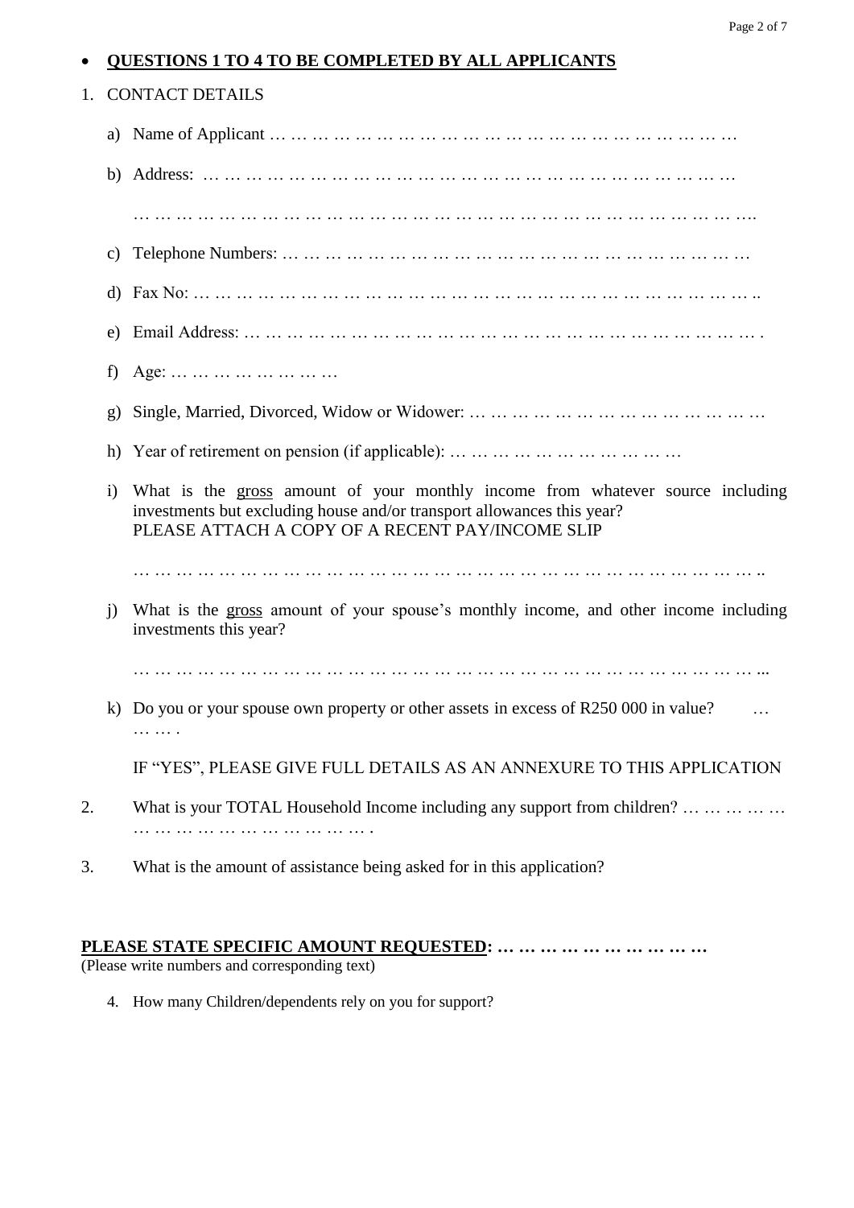- **QUESTIONS 1 TO 4 TO BE COMPLETED BY ALL APPLICANTS**

1. CONTACT DETAILS

   a) Name of Applicant … … … … … … … … … … … … … … … … … … … … … … … …

   b) Address: … … … … … … … … … … … … … … … … … … … … … … … … … …

   … … … … … … … … … … … … … … … … … … … … … … … … … … … … ….

   c) Telephone Numbers: … … … … … … … … … … … … … … … … … … … … …

   d) Fax No: … … … … … … … … … … … … … … … … … … … … … … … … … … ..

   e) Email Address: … … … … … … … … … … … … … … … … … … … … … … … .

   f) Age: … … … … … … … …

   g) Single, Married, Divorced, Widow or Widower: … … … … … … … … … … … … …

   h) Year of retirement on pension (if applicable): … … … … … … … … … …

   i) What is the <u>gross</u> amount of your monthly income from whatever source including investments but excluding house and/or transport allowances this year?
   PLEASE ATTACH A COPY OF A RECENT PAY/INCOME SLIP

   … … … … … … … … … … … … … … … … … … … … … … … … … … … … … ..

   j) What is the <u>gross</u> amount of your spouse's monthly income, and other income including investments this year?

   … … … … … … … … … … … … … … … … … … … … … … … … … … … … … ...

   k) Do you or your spouse own property or other assets in excess of R250 000 in value? … … … .

   IF "YES", PLEASE GIVE FULL DETAILS AS AN ANNEXURE TO THIS APPLICATION

2. What is your TOTAL Household Income including any support from children? … … … … … … … … … … … … … … … .

3. What is the amount of assistance being asked for in this application?

**<u>PLEASE STATE SPECIFIC AMOUNT REQUESTED</u>: … … … … … … … … … …**
(Please write numbers and corresponding text)

4. How many Children/dependents rely on you for support?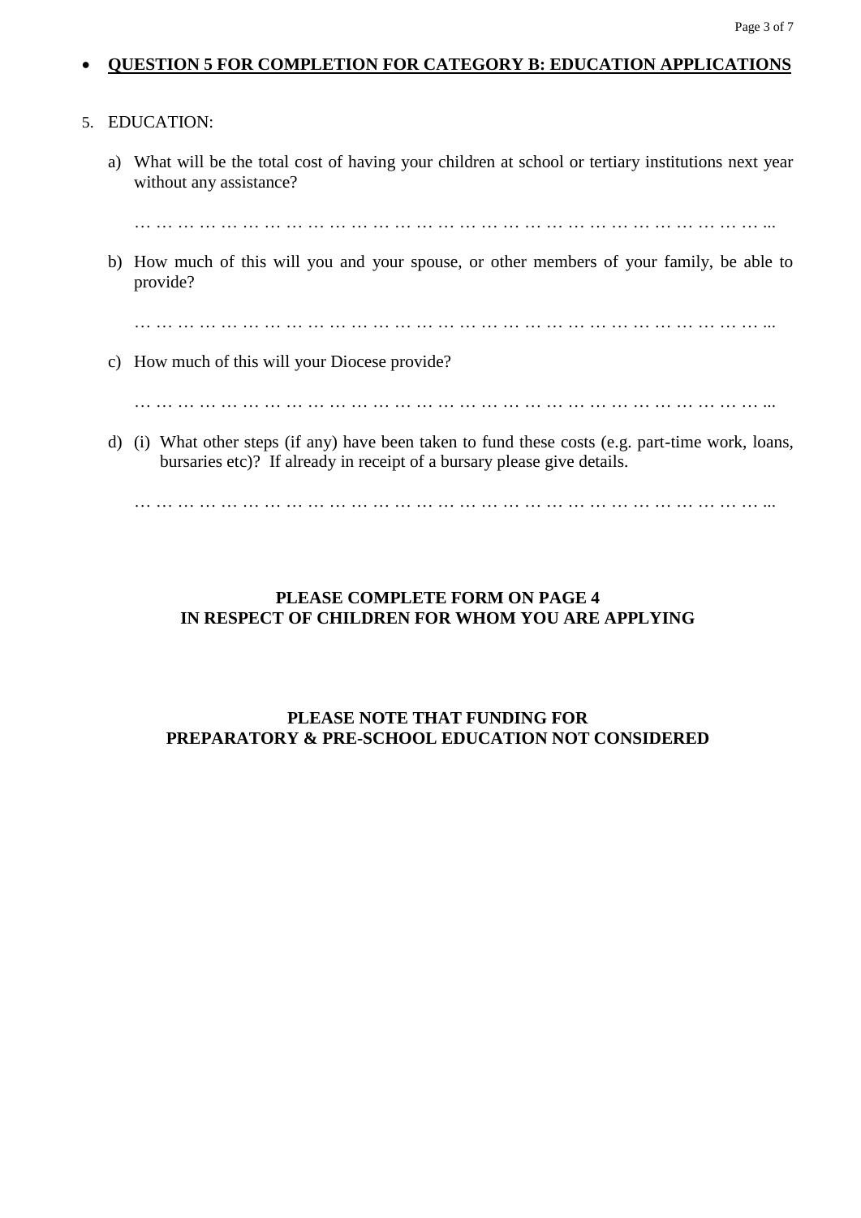- **QUESTION 5 FOR COMPLETION FOR CATEGORY B: EDUCATION APPLICATIONS**

5. EDUCATION:

   a) What will be the total cost of having your children at school or tertiary institutions next year without any assistance?

      … … … … … … … … … … … … … … … … … … … … … … … … … … … … … … …

   b) How much of this will you and your spouse, or other members of your family, be able to provide?

      … … … … … … … … … … … … … … … … … … … … … … … … … … … … … … …

   c) How much of this will your Diocese provide?

      … … … … … … … … … … … … … … … … … … … … … … … … … … … … … … …

   d) (i) What other steps (if any) have been taken to fund these costs (e.g. part-time work, loans, bursaries etc)? If already in receipt of a bursary please give details.

      … … … … … … … … … … … … … … … … … … … … … … … … … … … … … … …

**PLEASE COMPLETE FORM ON PAGE 4**
**IN RESPECT OF CHILDREN FOR WHOM YOU ARE APPLYING**

**PLEASE NOTE THAT FUNDING FOR**
**PREPARATORY & PRE-SCHOOL EDUCATION NOT CONSIDERED**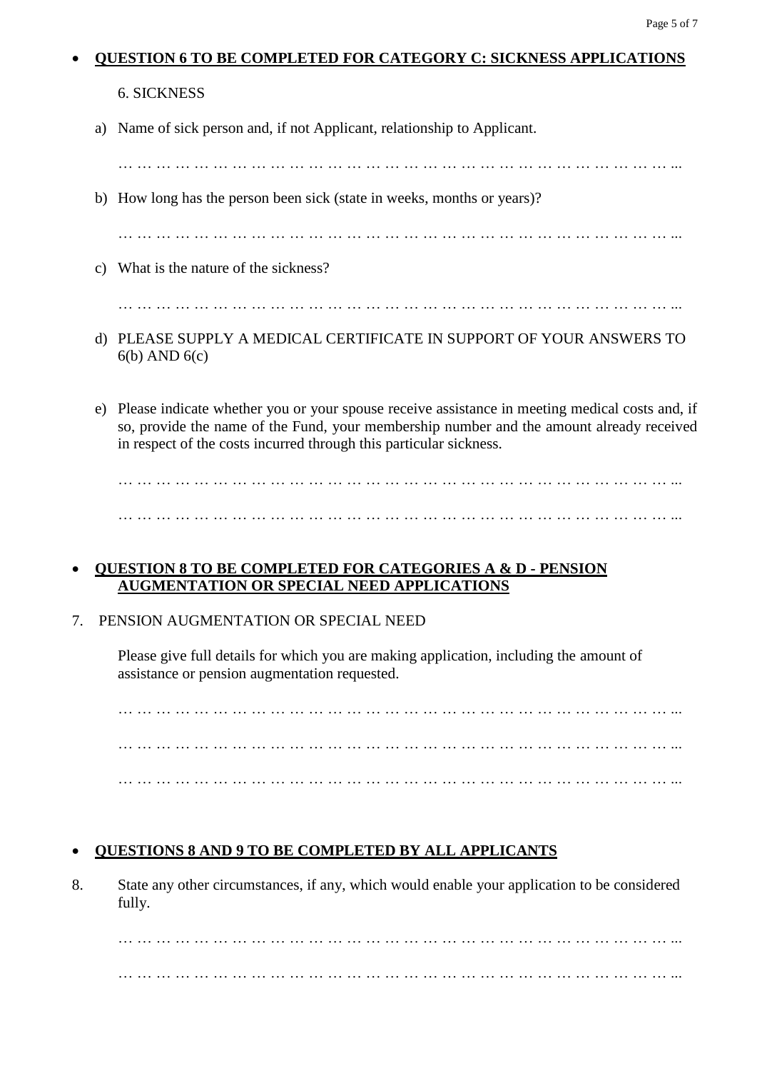- **QUESTION 6 TO BE COMPLETED FOR CATEGORY C: SICKNESS APPLICATIONS**

6. SICKNESS

a) Name of sick person and, if not Applicant, relationship to Applicant.

… … … … … … … … … … … … … … … … … … … … … … … … … … … … ...

b) How long has the person been sick (state in weeks, months or years)?

… … … … … … … … … … … … … … … … … … … … … … … … … … … … ...

c) What is the nature of the sickness?

… … … … … … … … … … … … … … … … … … … … … … … … … … … … ...

d) PLEASE SUPPLY A MEDICAL CERTIFICATE IN SUPPORT OF YOUR ANSWERS TO 6(b) AND 6(c)

e) Please indicate whether you or your spouse receive assistance in meeting medical costs and, if so, provide the name of the Fund, your membership number and the amount already received in respect of the costs incurred through this particular sickness.

… … … … … … … … … … … … … … … … … … … … … … … … … … … … ...

… … … … … … … … … … … … … … … … … … … … … … … … … … … … ...

- **QUESTION 8 TO BE COMPLETED FOR CATEGORIES A & D - PENSION AUGMENTATION OR SPECIAL NEED APPLICATIONS**

7. PENSION AUGMENTATION OR SPECIAL NEED

Please give full details for which you are making application, including the amount of assistance or pension augmentation requested.

… … … … … … … … … … … … … … … … … … … … … … … … … … … … ...

… … … … … … … … … … … … … … … … … … … … … … … … … … … … ...

… … … … … … … … … … … … … … … … … … … … … … … … … … … … ...

- **QUESTIONS 8 AND 9 TO BE COMPLETED BY ALL APPLICANTS**

8. State any other circumstances, if any, which would enable your application to be considered fully.

… … … … … … … … … … … … … … … … … … … … … … … … … … … … ...

… … … … … … … … … … … … … … … … … … … … … … … … … … … … ...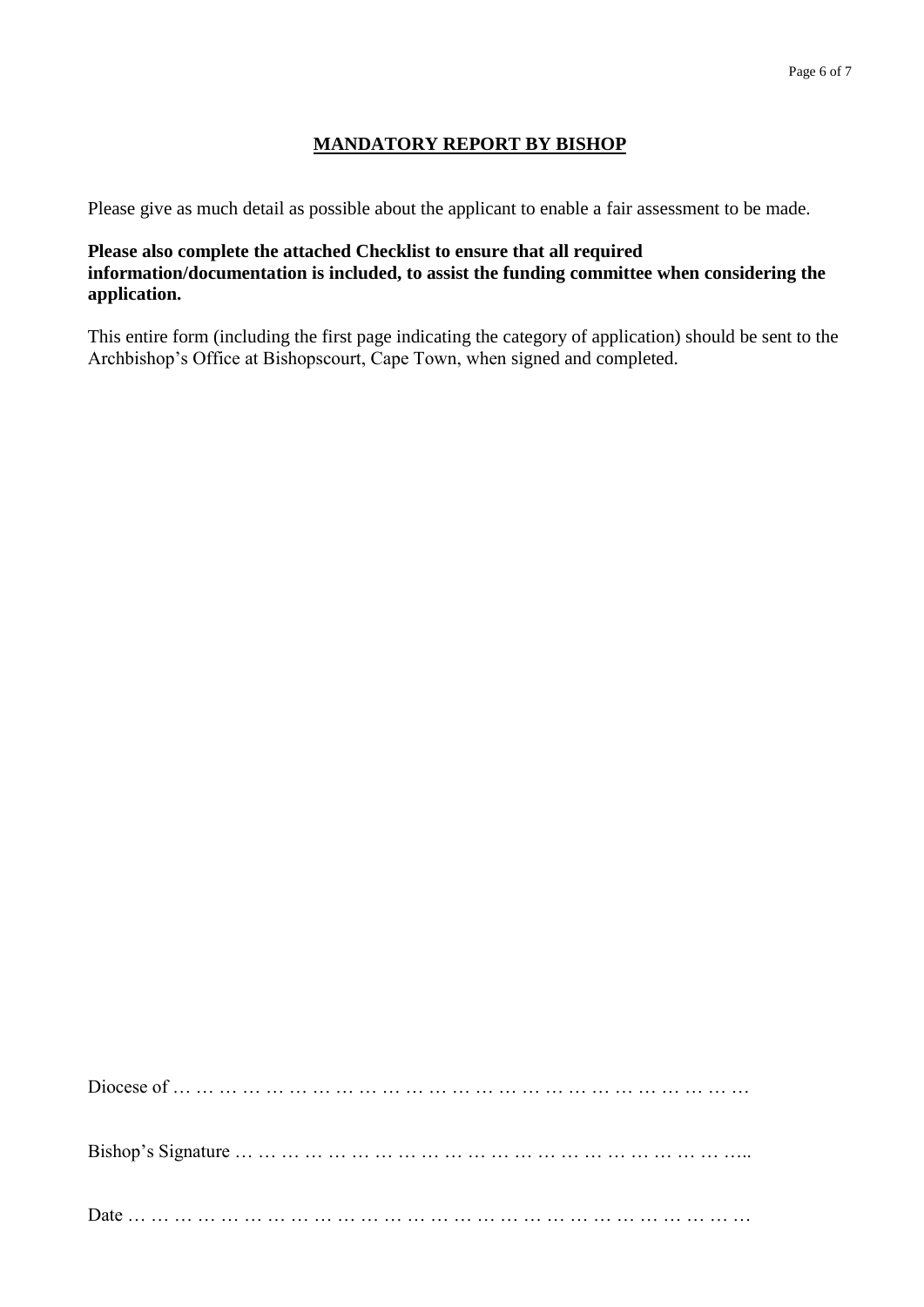## MANDATORY REPORT BY BISHOP

Please give as much detail as possible about the applicant to enable a fair assessment to be made.

**Please also complete the attached Checklist to ensure that all required information/documentation is included, to assist the funding committee when considering the application.**

This entire form (including the first page indicating the category of application) should be sent to the Archbishop's Office at Bishopscourt, Cape Town, when signed and completed.

Diocese of … … … … … … … … … … … … … … … … … … … … … … … … … …

Bishop's Signature … … … … … … … … … … … … … … … … … … … … … …..

Date … … … … … … … … … … … … … … … … … … … … … … … … … … … …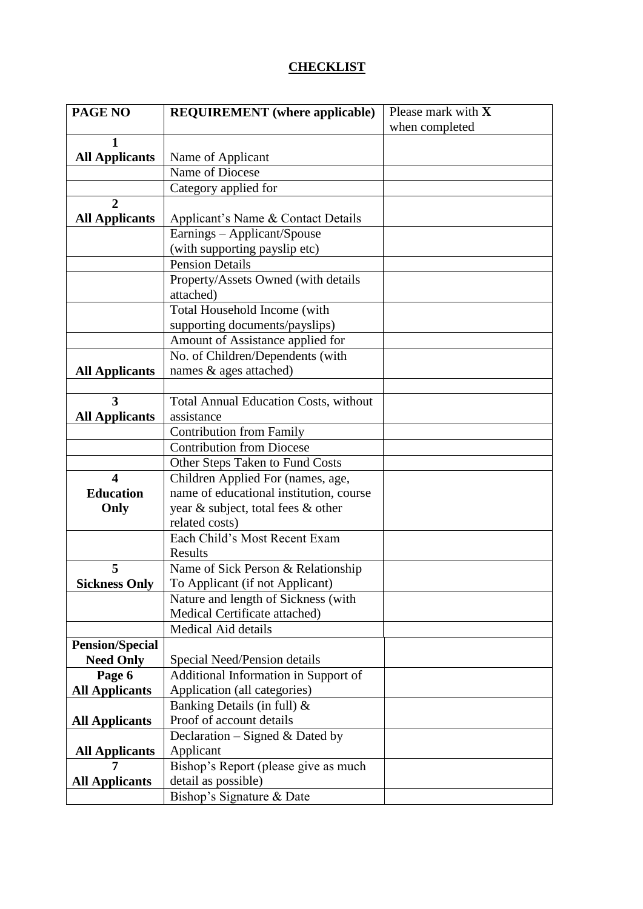**CHECKLIST**

| PAGE NO | REQUIREMENT (where applicable) | Please mark with **X** when completed |
|---|---|---|
| **1 All Applicants** | Name of Applicant | |
| | Name of Diocese | |
| | Category applied for | |
| **2 All Applicants** | Applicant's Name & Contact Details | |
| | Earnings – Applicant/Spouse (with supporting payslip etc) | |
| | Pension Details | |
| | Property/Assets Owned (with details attached) | |
| | Total Household Income (with supporting documents/payslips) | |
| | Amount of Assistance applied for | |
| **All Applicants** | No. of Children/Dependents (with names & ages attached) | |
| | | |
| **3 All Applicants** | Total Annual Education Costs, without assistance | |
| | Contribution from Family | |
| | Contribution from Diocese | |
| | Other Steps Taken to Fund Costs | |
| **4 Education Only** | Children Applied For (names, age, name of educational institution, course year & subject, total fees & other related costs) | |
| | Each Child's Most Recent Exam Results | |
| **5 Sickness Only** | Name of Sick Person & Relationship To Applicant (if not Applicant) | |
| | Nature and length of Sickness (with Medical Certificate attached) | |
| | Medical Aid details | |
| **Pension/Special Need Only** | Special Need/Pension details | |
| **Page 6 All Applicants** | Additional Information in Support of Application (all categories) | |
| **All Applicants** | Banking Details (in full) & Proof of account details | |
| **All Applicants** | Declaration – Signed & Dated by Applicant | |
| **7 All Applicants** | Bishop's Report (please give as much detail as possible) | |
| | Bishop's Signature & Date | |